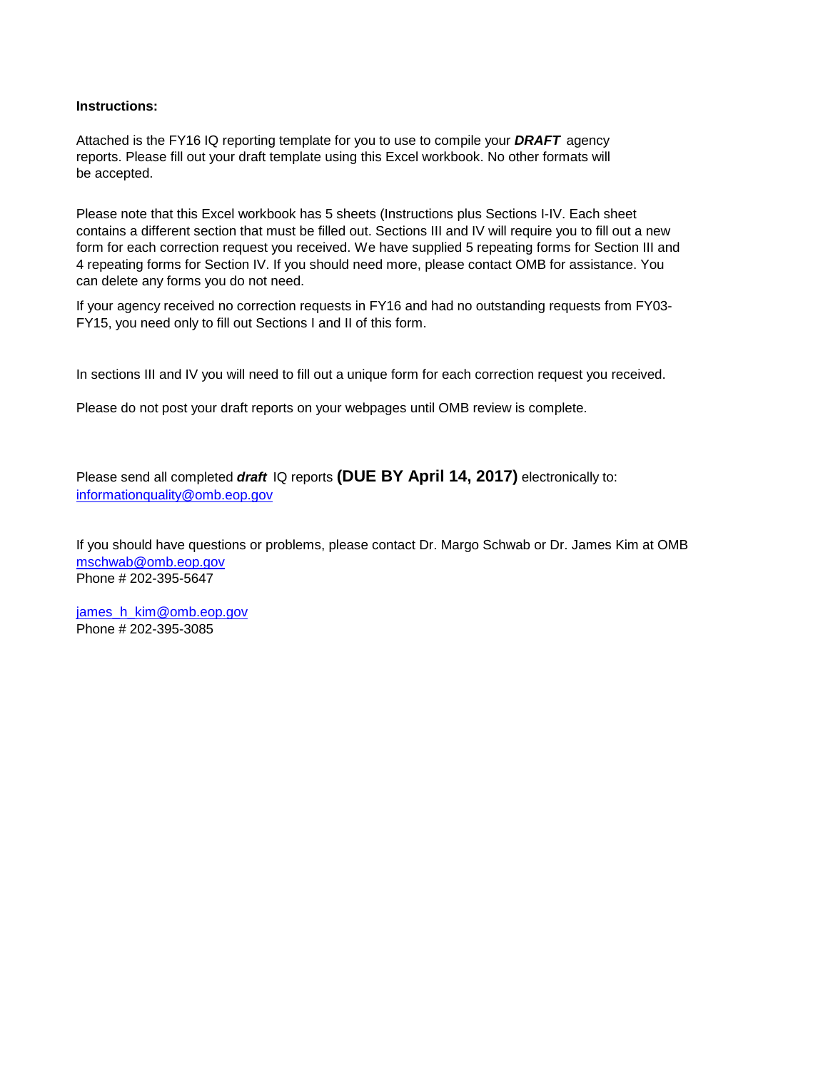**Instructions:**

Attached is the FY16 IQ reporting template for you to use to compile your ***DRAFT*** agency reports. Please fill out your draft template using this Excel workbook. No other formats will be accepted.

Please note that this Excel workbook has 5 sheets (Instructions plus Sections I-IV. Each sheet contains a different section that must be filled out. Sections III and IV will require you to fill out a new form for each correction request you received. We have supplied 5 repeating forms for Section III and 4 repeating forms for Section IV. If you should need more, please contact OMB for assistance. You can delete any forms you do not need.

If your agency received no correction requests in FY16 and had no outstanding requests from FY03-FY15, you need only to fill out Sections I and II of this form.

In sections III and IV you will need to fill out a unique form for each correction request you received.

Please do not post your draft reports on your webpages until OMB review is complete.

Please send all completed ***draft*** IQ reports **(DUE BY April 14, 2017)** electronically to: informationquality@omb.eop.gov

If you should have questions or problems, please contact Dr. Margo Schwab or Dr. James Kim at OMB
mschwab@omb.eop.gov
Phone # 202-395-5647

james_h_kim@omb.eop.gov
Phone # 202-395-3085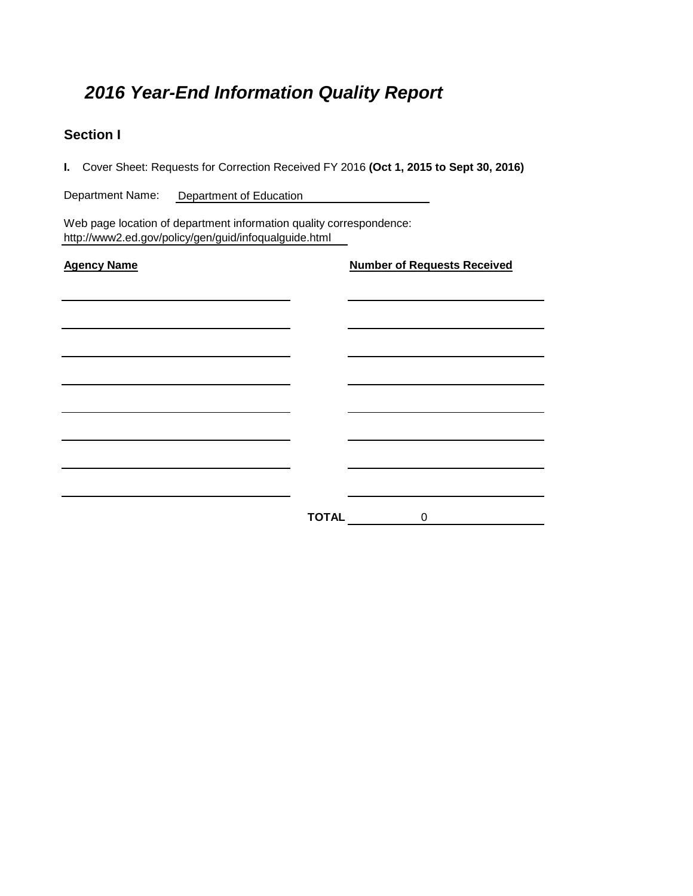# *2016 Year-End Information Quality Report*

## Section I

**I.** Cover Sheet: Requests for Correction Received FY 2016 **(Oct 1, 2015 to Sept 30, 2016)**

Department Name: Department of Education

Web page location of department information quality correspondence:
http://www2.ed.gov/policy/gen/guid/infoqualguide.html

| Agency Name | Number of Requests Received |
|---|---|
| | |
| | |
| | |
| | |
| | |
| | |
| | |
| | |
| **TOTAL** | 0 |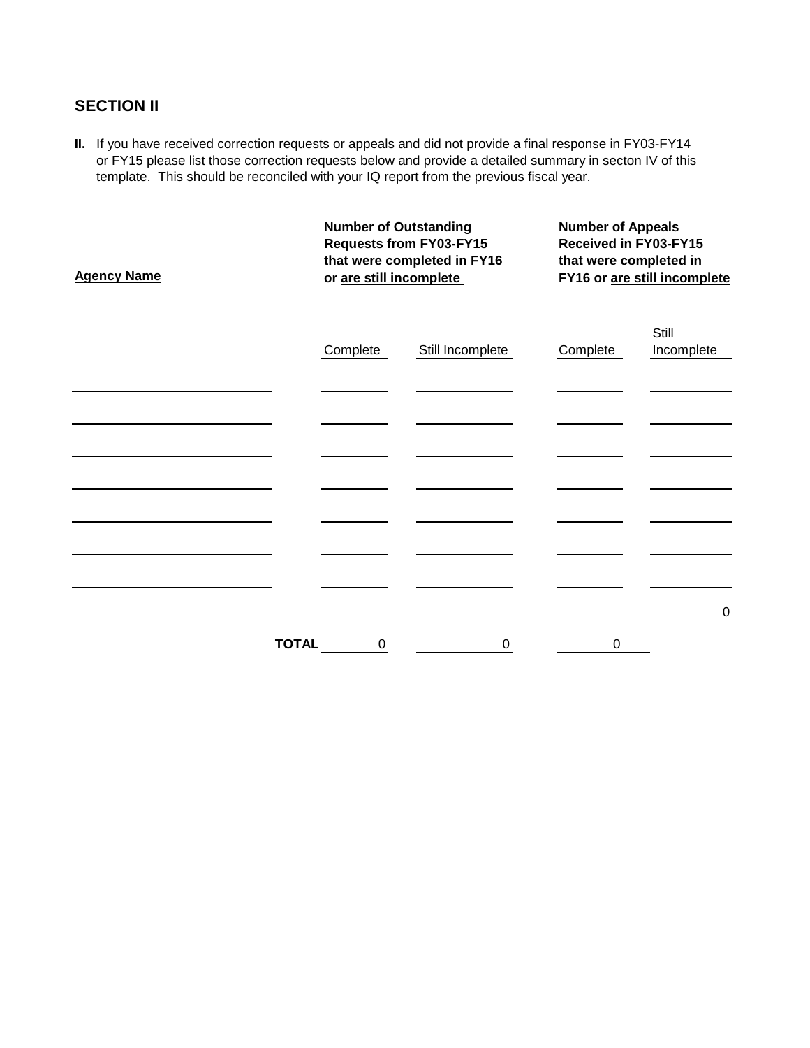## SECTION II

**II.** If you have received correction requests or appeals and did not provide a final response in FY03-FY14 or FY15 please list those correction requests below and provide a detailed summary in secton IV of this template. This should be reconciled with your IQ report from the previous fiscal year.

| Agency Name | Number of Outstanding Requests from FY03-FY15 that were completed in FY16 or are still incomplete | | Number of Appeals Received in FY03-FY15 that were completed in FY16 or are still incomplete | |
|---|---|---|---|---|
| | Complete | Still Incomplete | Complete | Still Incomplete |
| | | | | |
| | | | | |
| | | | | |
| | | | | |
| | | | | |
| | | | | |
| | | | | |
| | | | | 0 |
| **TOTAL** | 0 | 0 | 0 | |